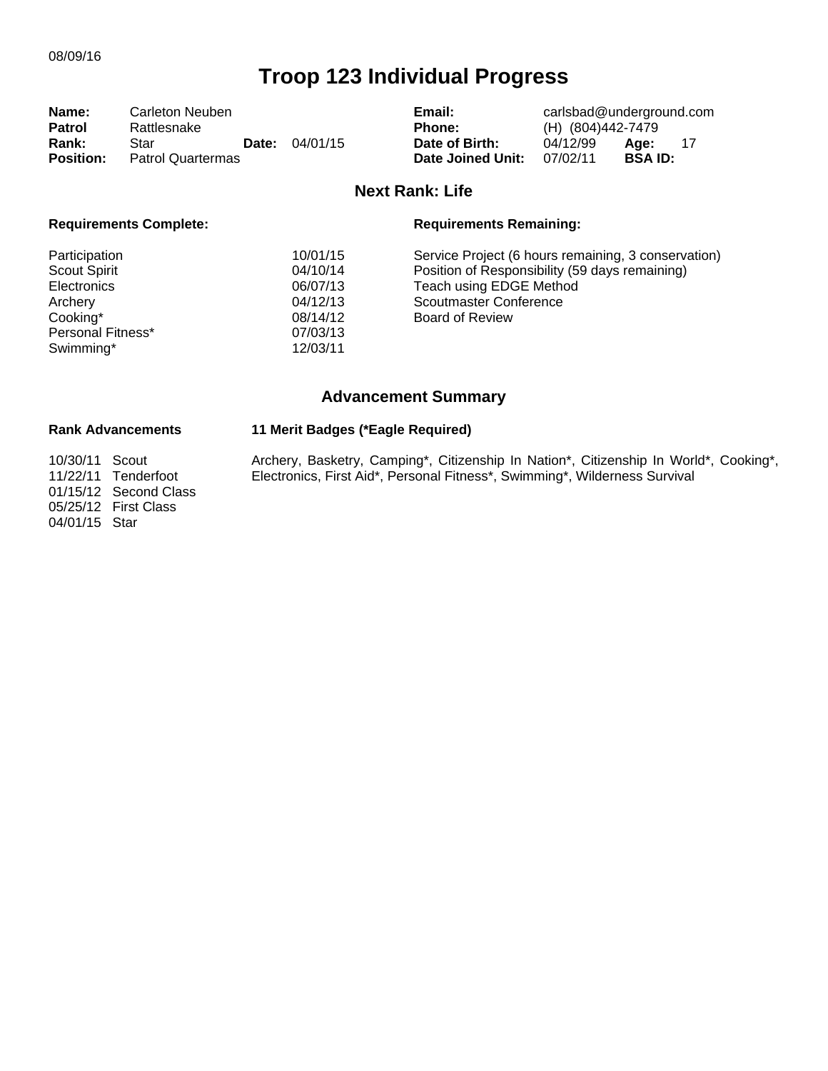08/09/16

# Troop 123 Individual Progress

| | | | | | | | |
|---|---|---|---|---|---|---|---|
| **Name:** | Carleton Neuben | | | **Email:** | carlsbad@underground.com | | |
| **Patrol** | Rattlesnake | | | **Phone:** | (H) (804)442-7479 | | |
| **Rank:** | Star | **Date:** | 04/01/15 | **Date of Birth:** | 04/12/99 | **Age:** | 17 |
| **Position:** | Patrol Quartermas | | | **Date Joined Unit:** | 07/02/11 | **BSA ID:** | |

## Next Rank: Life

**Requirements Complete:**

| | |
|---|---|
| Participation | 10/01/15 |
| Scout Spirit | 04/10/14 |
| Electronics | 06/07/13 |
| Archery | 04/12/13 |
| Cooking* | 08/14/12 |
| Personal Fitness* | 07/03/13 |
| Swimming* | 12/03/11 |

**Requirements Remaining:**

- Service Project (6 hours remaining, 3 conservation)
- Position of Responsibility (59 days remaining)
- Teach using EDGE Method
- Scoutmaster Conference
- Board of Review

## Advancement Summary

**Rank Advancements**

| | |
|---|---|
| 10/30/11 | Scout |
| 11/22/11 | Tenderfoot |
| 01/15/12 | Second Class |
| 05/25/12 | First Class |
| 04/01/15 | Star |

**11 Merit Badges (*Eagle Required)**

Archery, Basketry, Camping*, Citizenship In Nation*, Citizenship In World*, Cooking*, Electronics, First Aid*, Personal Fitness*, Swimming*, Wilderness Survival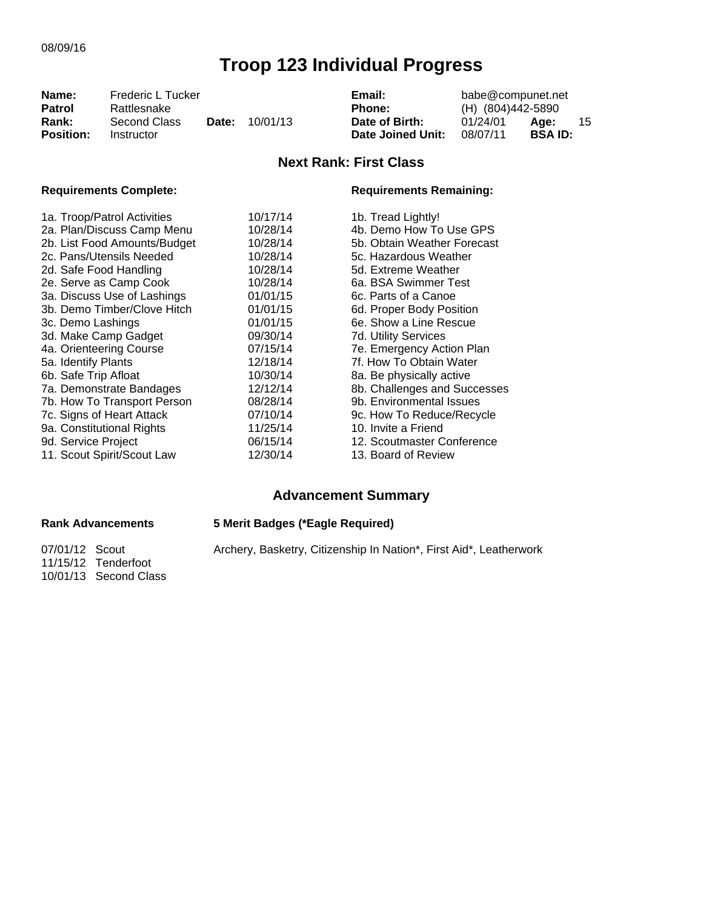08/09/16

# Troop 123 Individual Progress

| | | | | | | | |
|---|---|---|---|---|---|---|---|
| **Name:** | Frederic L Tucker | | | **Email:** | babe@compunet.net | | |
| **Patrol** | Rattlesnake | | | **Phone:** | (H) (804)442-5890 | | |
| **Rank:** | Second Class | **Date:** | 10/01/13 | **Date of Birth:** | 01/24/01 | **Age:** | 15 |
| **Position:** | Instructor | | | **Date Joined Unit:** | 08/07/11 | **BSA ID:** | |

## Next Rank: First Class

| Requirements Complete: | | Requirements Remaining: |
|---|---|---|
| 1a. Troop/Patrol Activities | 10/17/14 | 1b. Tread Lightly! |
| 2a. Plan/Discuss Camp Menu | 10/28/14 | 4b. Demo How To Use GPS |
| 2b. List Food Amounts/Budget | 10/28/14 | 5b. Obtain Weather Forecast |
| 2c. Pans/Utensils Needed | 10/28/14 | 5c. Hazardous Weather |
| 2d. Safe Food Handling | 10/28/14 | 5d. Extreme Weather |
| 2e. Serve as Camp Cook | 10/28/14 | 6a. BSA Swimmer Test |
| 3a. Discuss Use of Lashings | 01/01/15 | 6c. Parts of a Canoe |
| 3b. Demo Timber/Clove Hitch | 01/01/15 | 6d. Proper Body Position |
| 3c. Demo Lashings | 01/01/15 | 6e. Show a Line Rescue |
| 3d. Make Camp Gadget | 09/30/14 | 7d. Utility Services |
| 4a. Orienteering Course | 07/15/14 | 7e. Emergency Action Plan |
| 5a. Identify Plants | 12/18/14 | 7f. How To Obtain Water |
| 6b. Safe Trip Afloat | 10/30/14 | 8a. Be physically active |
| 7a. Demonstrate Bandages | 12/12/14 | 8b. Challenges and Successes |
| 7b. How To Transport Person | 08/28/14 | 9b. Environmental Issues |
| 7c. Signs of Heart Attack | 07/10/14 | 9c. How To Reduce/Recycle |
| 9a. Constitutional Rights | 11/25/14 | 10. Invite a Friend |
| 9d. Service Project | 06/15/14 | 12. Scoutmaster Conference |
| 11. Scout Spirit/Scout Law | 12/30/14 | 13. Board of Review |

## Advancement Summary

**Rank Advancements**

07/01/12 Scout
11/15/12 Tenderfoot
10/01/13 Second Class

**5 Merit Badges (*Eagle Required)**

Archery, Basketry, Citizenship In Nation*, First Aid*, Leatherwork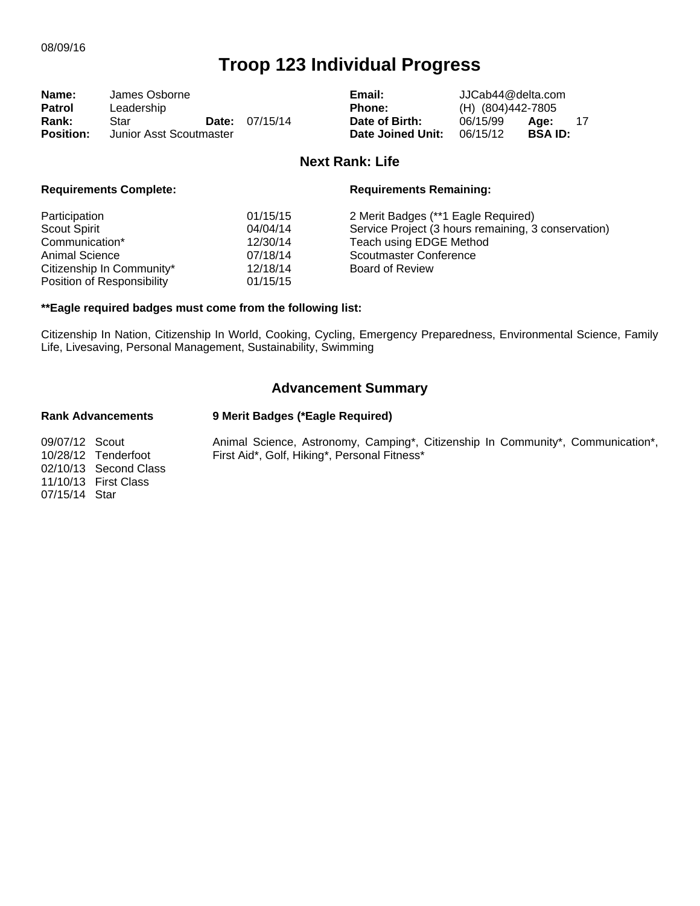08/09/16

# Troop 123 Individual Progress

| | | | | | | | |
|---|---|---|---|---|---|---|---|
| **Name:** | James Osborne | | | **Email:** | JJCab44@delta.com | | |
| **Patrol** | Leadership | | | **Phone:** | (H) (804)442-7805 | | |
| **Rank:** | Star | **Date:** | 07/15/14 | **Date of Birth:** | 06/15/99 | **Age:** | 17 |
| **Position:** | Junior Asst Scoutmaster | | | **Date Joined Unit:** | 06/15/12 | **BSA ID:** | |

## Next Rank: Life

**Requirements Complete:**

| Requirement | Date |
|---|---|
| Participation | 01/15/15 |
| Scout Spirit | 04/04/14 |
| Communication* | 12/30/14 |
| Animal Science | 07/18/14 |
| Citizenship In Community* | 12/18/14 |
| Position of Responsibility | 01/15/15 |

**Requirements Remaining:**

- 2 Merit Badges (**1 Eagle Required)
- Service Project (3 hours remaining, 3 conservation)
- Teach using EDGE Method
- Scoutmaster Conference
- Board of Review

**\*\*Eagle required badges must come from the following list:**

Citizenship In Nation, Citizenship In World, Cooking, Cycling, Emergency Preparedness, Environmental Science, Family Life, Livesaving, Personal Management, Sustainability, Swimming

## Advancement Summary

**Rank Advancements**

| Date | Rank |
|---|---|
| 09/07/12 | Scout |
| 10/28/12 | Tenderfoot |
| 02/10/13 | Second Class |
| 11/10/13 | First Class |
| 07/15/14 | Star |

**9 Merit Badges (*Eagle Required)**

Animal Science, Astronomy, Camping*, Citizenship In Community*, Communication*, First Aid*, Golf, Hiking*, Personal Fitness*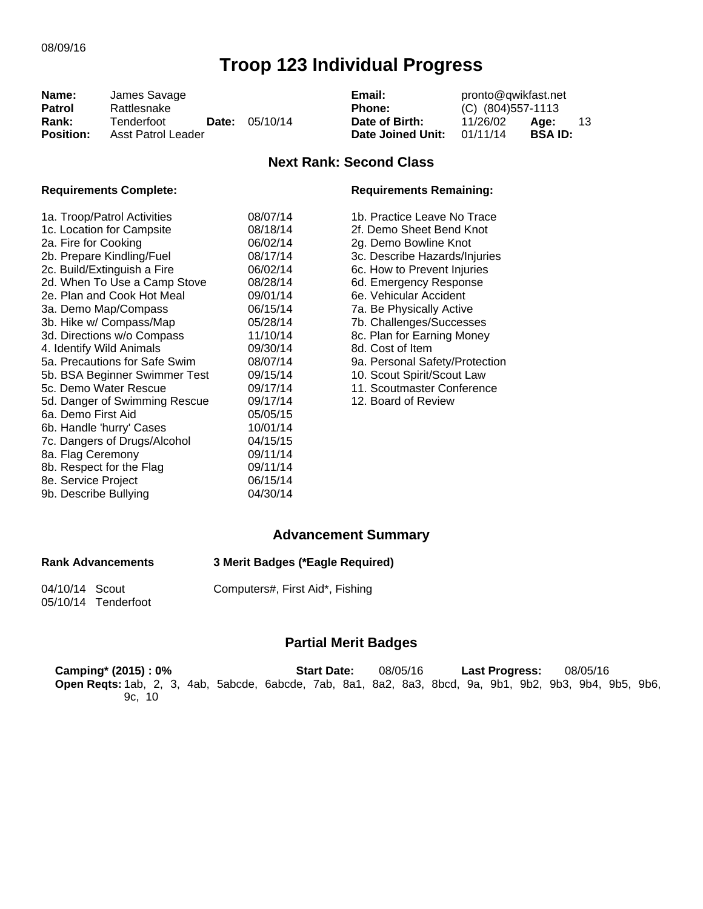08/09/16

# Troop 123 Individual Progress

| | | | | | | | |
|---|---|---|---|---|---|---|---|
| **Name:** | James Savage | | | **Email:** | pronto@qwikfast.net | | |
| **Patrol** | Rattlesnake | | | **Phone:** | (C) (804)557-1113 | | |
| **Rank:** | Tenderfoot | **Date:** | 05/10/14 | **Date of Birth:** | 11/26/02 | **Age:** | 13 |
| **Position:** | Asst Patrol Leader | | | **Date Joined Unit:** | 01/11/14 | **BSA ID:** | |

## Next Rank: Second Class

**Requirements Complete:**

| Requirement | Date |
|---|---|
| 1a. Troop/Patrol Activities | 08/07/14 |
| 1c. Location for Campsite | 08/18/14 |
| 2a. Fire for Cooking | 06/02/14 |
| 2b. Prepare Kindling/Fuel | 08/17/14 |
| 2c. Build/Extinguish a Fire | 06/02/14 |
| 2d. When To Use a Camp Stove | 08/28/14 |
| 2e. Plan and Cook Hot Meal | 09/01/14 |
| 3a. Demo Map/Compass | 06/15/14 |
| 3b. Hike w/ Compass/Map | 05/28/14 |
| 3d. Directions w/o Compass | 11/10/14 |
| 4. Identify Wild Animals | 09/30/14 |
| 5a. Precautions for Safe Swim | 08/07/14 |
| 5b. BSA Beginner Swimmer Test | 09/15/14 |
| 5c. Demo Water Rescue | 09/17/14 |
| 5d. Danger of Swimming Rescue | 09/17/14 |
| 6a. Demo First Aid | 05/05/15 |
| 6b. Handle 'hurry' Cases | 10/01/14 |
| 7c. Dangers of Drugs/Alcohol | 04/15/15 |
| 8a. Flag Ceremony | 09/11/14 |
| 8b. Respect for the Flag | 09/11/14 |
| 8e. Service Project | 06/15/14 |
| 9b. Describe Bullying | 04/30/14 |

**Requirements Remaining:**

- 1b. Practice Leave No Trace
- 2f. Demo Sheet Bend Knot
- 2g. Demo Bowline Knot
- 3c. Describe Hazards/Injuries
- 6c. How to Prevent Injuries
- 6d. Emergency Response
- 6e. Vehicular Accident
- 7a. Be Physically Active
- 7b. Challenges/Successes
- 8c. Plan for Earning Money
- 8d. Cost of Item
- 9a. Personal Safety/Protection
- 10. Scout Spirit/Scout Law
- 11. Scoutmaster Conference
- 12. Board of Review

## Advancement Summary

| **Rank Advancements** | **3 Merit Badges (*Eagle Required)** |
|---|---|
| 04/10/14 Scout | Computers#, First Aid*, Fishing |
| 05/10/14 Tenderfoot | |

## Partial Merit Badges

**Camping* (2015) : 0%** — **Start Date:** 08/05/16 — **Last Progress:** 08/05/16

**Open Reqts:** 1ab, 2, 3, 4ab, 5abcde, 6abcde, 7ab, 8a1, 8a2, 8a3, 8bcd, 9a, 9b1, 9b2, 9b3, 9b4, 9b5, 9b6, 9c, 10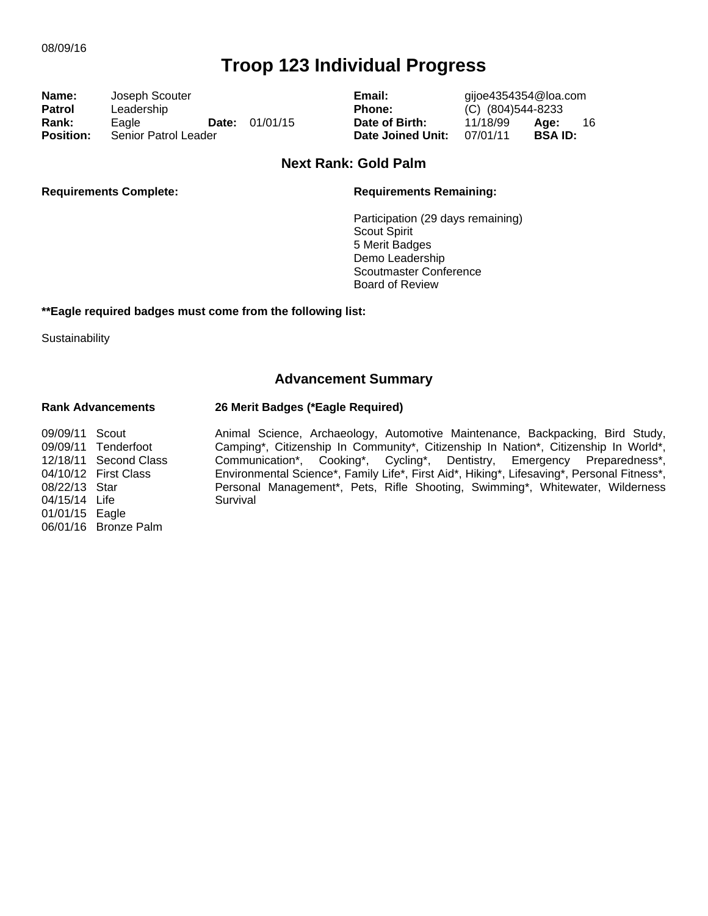08/09/16

# Troop 123 Individual Progress

| | | | | | | | |
|---|---|---|---|---|---|---|---|
| **Name:** | Joseph Scouter | | | **Email:** | gijoe4354354@loa.com | | |
| **Patrol** | Leadership | | | **Phone:** | (C) (804)544-8233 | | |
| **Rank:** | Eagle | **Date:** | 01/01/15 | **Date of Birth:** | 11/18/99 | **Age:** | 16 |
| **Position:** | Senior Patrol Leader | | | **Date Joined Unit:** | 07/01/11 | **BSA ID:** | |

## Next Rank: Gold Palm

**Requirements Complete:**

**Requirements Remaining:**

Participation (29 days remaining)
Scout Spirit
5 Merit Badges
Demo Leadership
Scoutmaster Conference
Board of Review

**\*\*Eagle required badges must come from the following list:**

Sustainability

## Advancement Summary

**Rank Advancements**

09/09/11 Scout
09/09/11 Tenderfoot
12/18/11 Second Class
04/10/12 First Class
08/22/13 Star
04/15/14 Life
01/01/15 Eagle
06/01/16 Bronze Palm

**26 Merit Badges (*Eagle Required)**

Animal Science, Archaeology, Automotive Maintenance, Backpacking, Bird Study, Camping*, Citizenship In Community*, Citizenship In Nation*, Citizenship In World*, Communication*, Cooking*, Cycling*, Dentistry, Emergency Preparedness*, Environmental Science*, Family Life*, First Aid*, Hiking*, Lifesaving*, Personal Fitness*, Personal Management*, Pets, Rifle Shooting, Swimming*, Whitewater, Wilderness Survival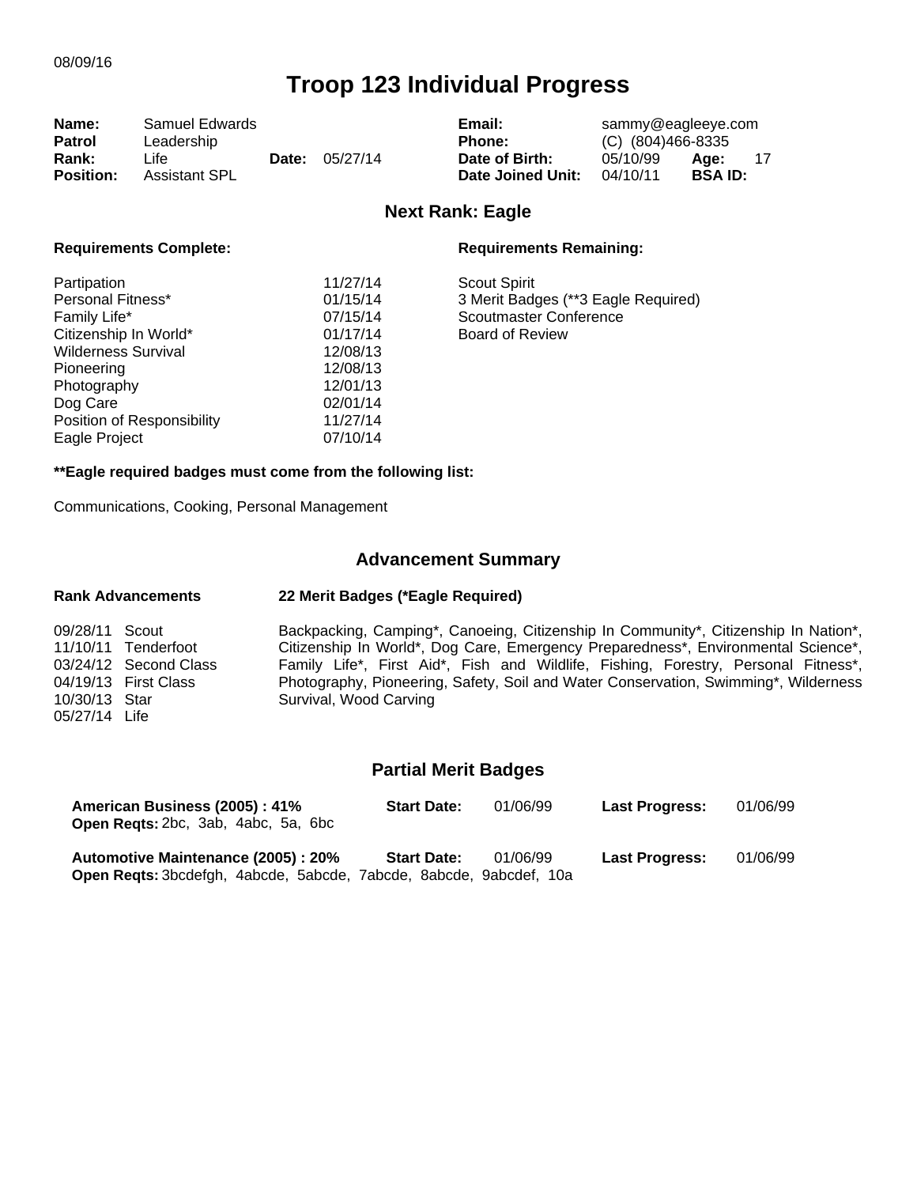08/09/16

# Troop 123 Individual Progress

| | | | | | | | |
|---|---|---|---|---|---|---|---|
| **Name:** | Samuel Edwards | | | **Email:** | sammy@eagleeye.com | | |
| **Patrol** | Leadership | | | **Phone:** | (C) (804)466-8335 | | |
| **Rank:** | Life | **Date:** | 05/27/14 | **Date of Birth:** | 05/10/99 | **Age:** | 17 |
| **Position:** | Assistant SPL | | | **Date Joined Unit:** | 04/10/11 | **BSA ID:** | |

## Next Rank: Eagle

**Requirements Complete:**

| | |
|---|---|
| Partipation | 11/27/14 |
| Personal Fitness* | 01/15/14 |
| Family Life* | 07/15/14 |
| Citizenship In World* | 01/17/14 |
| Wilderness Survival | 12/08/13 |
| Pioneering | 12/08/13 |
| Photography | 12/01/13 |
| Dog Care | 02/01/14 |
| Position of Responsibility | 11/27/14 |
| Eagle Project | 07/10/14 |

**Requirements Remaining:**

Scout Spirit
3 Merit Badges (**3 Eagle Required)
Scoutmaster Conference
Board of Review

****Eagle required badges must come from the following list:**

Communications, Cooking, Personal Management

## Advancement Summary

**Rank Advancements**

| | |
|---|---|
| 09/28/11 | Scout |
| 11/10/11 | Tenderfoot |
| 03/24/12 | Second Class |
| 04/19/13 | First Class |
| 10/30/13 | Star |
| 05/27/14 | Life |

**22 Merit Badges (*Eagle Required)**

Backpacking, Camping*, Canoeing, Citizenship In Community*, Citizenship In Nation*, Citizenship In World*, Dog Care, Emergency Preparedness*, Environmental Science*, Family Life*, First Aid*, Fish and Wildlife, Fishing, Forestry, Personal Fitness*, Photography, Pioneering, Safety, Soil and Water Conservation, Swimming*, Wilderness Survival, Wood Carving

## Partial Merit Badges

**American Business (2005) : 41%** **Start Date:** 01/06/99 **Last Progress:** 01/06/99
**Open Reqts:** 2bc, 3ab, 4abc, 5a, 6bc

**Automotive Maintenance (2005) : 20%** **Start Date:** 01/06/99 **Last Progress:** 01/06/99
**Open Reqts:** 3bcdefgh, 4abcde, 5abcde, 7abcde, 8abcde, 9abcdef, 10a